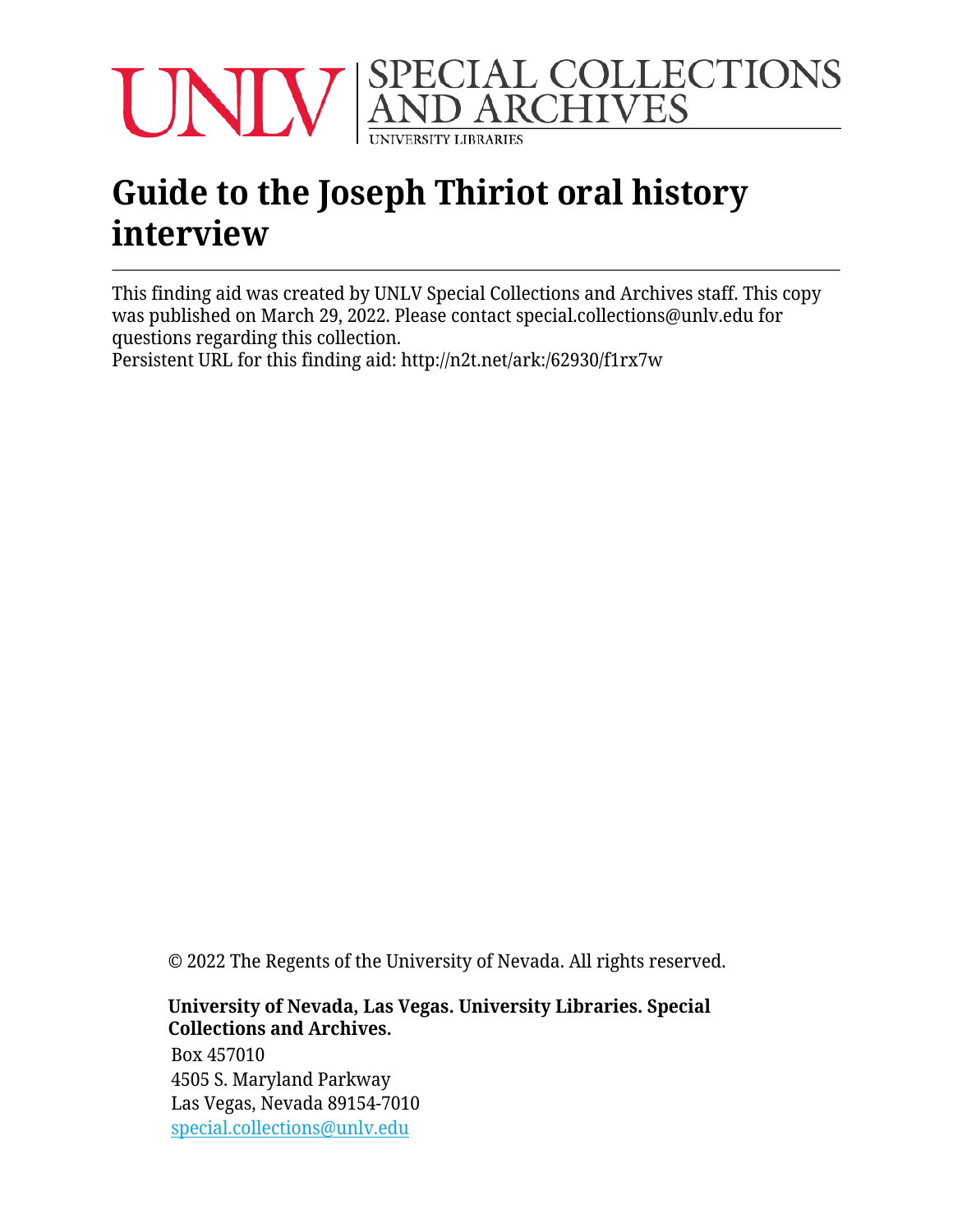UNLV | SPECIAL COLLECTIONS AND ARCHIVES
UNIVERSITY LIBRARIES

# Guide to the Joseph Thiriot oral history interview

This finding aid was created by UNLV Special Collections and Archives staff. This copy was published on March 29, 2022. Please contact special.collections@unlv.edu for questions regarding this collection.
Persistent URL for this finding aid: http://n2t.net/ark:/62930/f1rx7w

© 2022 The Regents of the University of Nevada. All rights reserved.

**University of Nevada, Las Vegas. University Libraries. Special Collections and Archives.**
Box 457010
4505 S. Maryland Parkway
Las Vegas, Nevada 89154-7010
special.collections@unlv.edu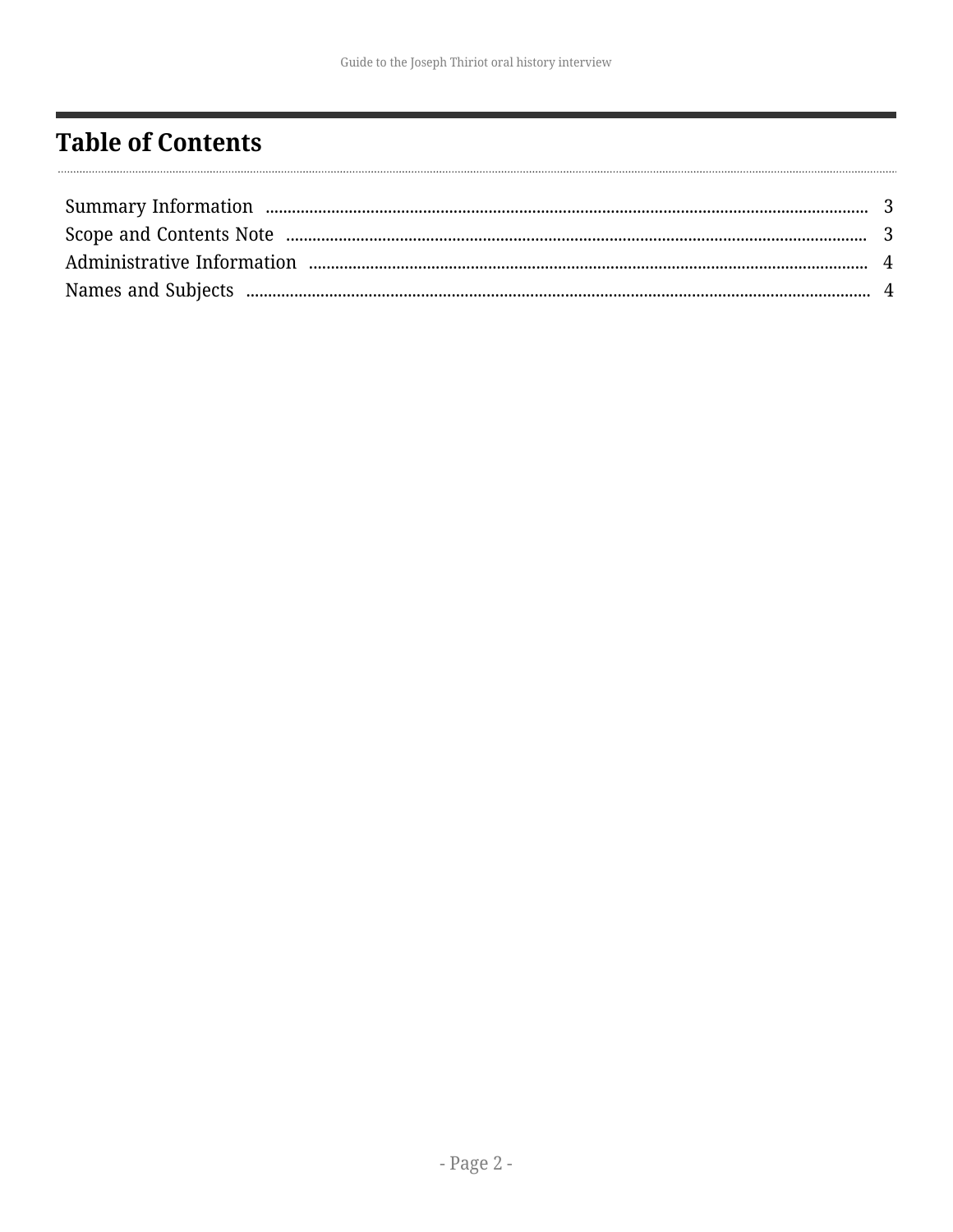# Table of Contents

- Summary Information ........ 3
- Scope and Contents Note ........ 3
- Administrative Information ........ 4
- Names and Subjects ........ 4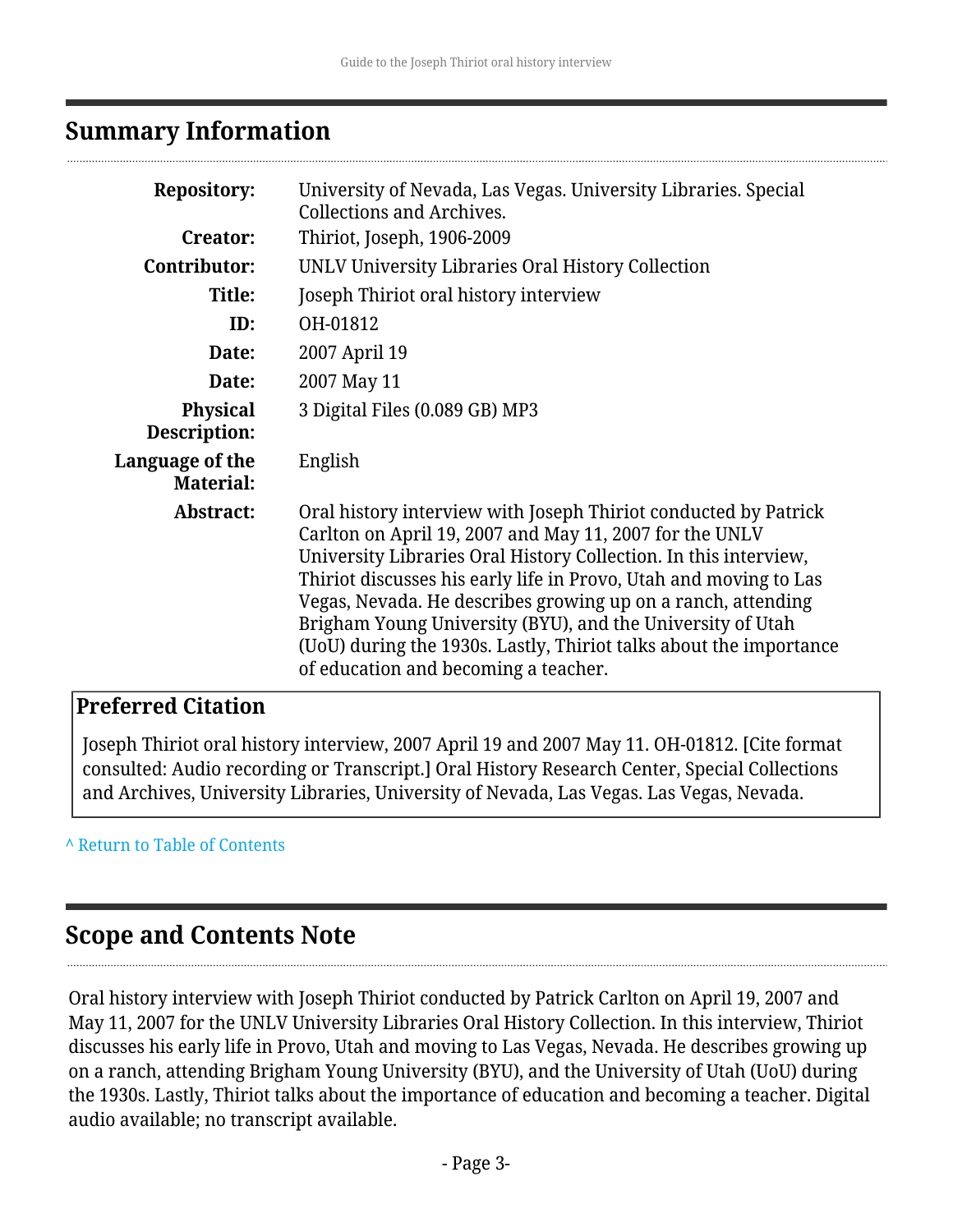## Summary Information

| | |
|---|---|
| **Repository:** | University of Nevada, Las Vegas. University Libraries. Special Collections and Archives. |
| **Creator:** | Thiriot, Joseph, 1906-2009 |
| **Contributor:** | UNLV University Libraries Oral History Collection |
| **Title:** | Joseph Thiriot oral history interview |
| **ID:** | OH-01812 |
| **Date:** | 2007 April 19 |
| **Date:** | 2007 May 11 |
| **Physical Description:** | 3 Digital Files (0.089 GB) MP3 |
| **Language of the Material:** | English |
| **Abstract:** | Oral history interview with Joseph Thiriot conducted by Patrick Carlton on April 19, 2007 and May 11, 2007 for the UNLV University Libraries Oral History Collection. In this interview, Thiriot discusses his early life in Provo, Utah and moving to Las Vegas, Nevada. He describes growing up on a ranch, attending Brigham Young University (BYU), and the University of Utah (UoU) during the 1930s. Lastly, Thiriot talks about the importance of education and becoming a teacher. |

### Preferred Citation

Joseph Thiriot oral history interview, 2007 April 19 and 2007 May 11. OH-01812. [Cite format consulted: Audio recording or Transcript.] Oral History Research Center, Special Collections and Archives, University Libraries, University of Nevada, Las Vegas. Las Vegas, Nevada.

^ Return to Table of Contents

## Scope and Contents Note

Oral history interview with Joseph Thiriot conducted by Patrick Carlton on April 19, 2007 and May 11, 2007 for the UNLV University Libraries Oral History Collection. In this interview, Thiriot discusses his early life in Provo, Utah and moving to Las Vegas, Nevada. He describes growing up on a ranch, attending Brigham Young University (BYU), and the University of Utah (UoU) during the 1930s. Lastly, Thiriot talks about the importance of education and becoming a teacher. Digital audio available; no transcript available.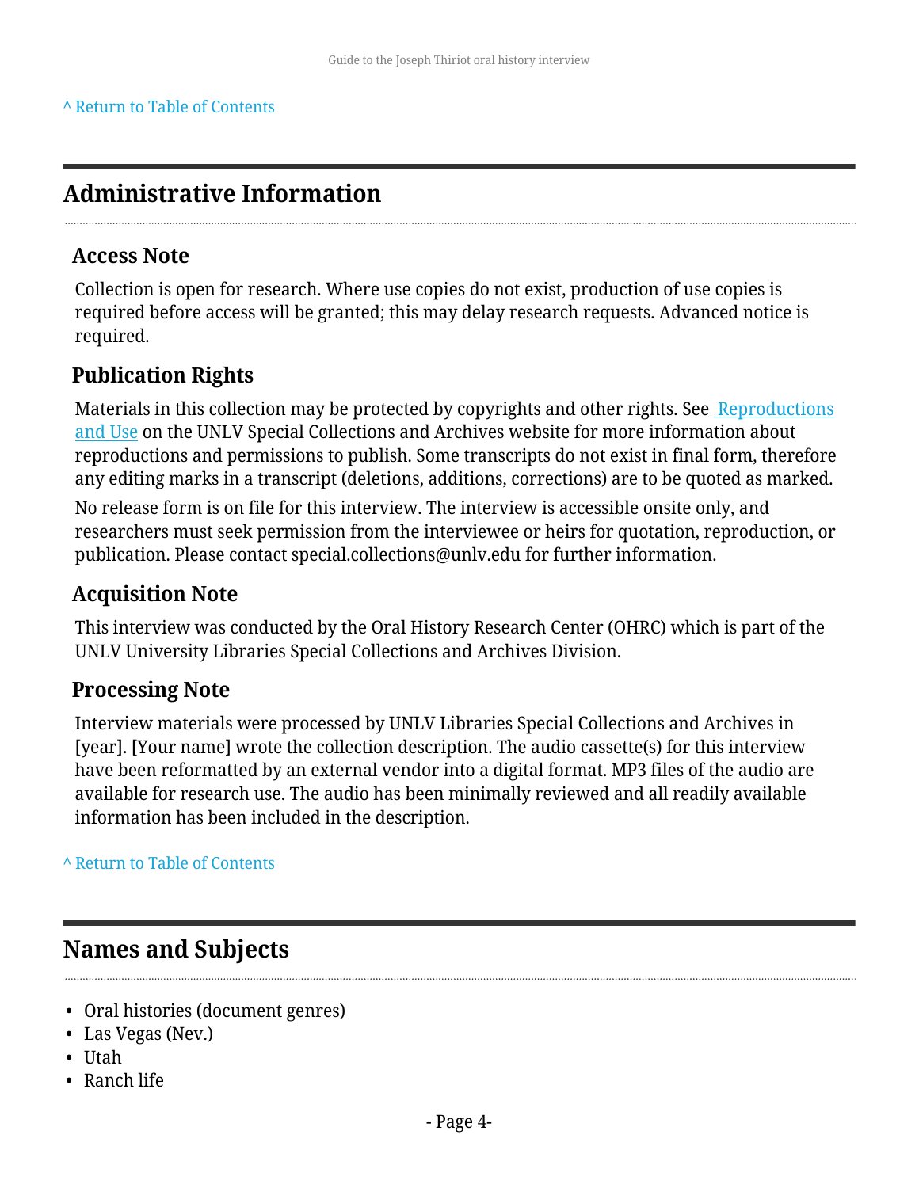^ Return to Table of Contents

## Administrative Information

### Access Note

Collection is open for research. Where use copies do not exist, production of use copies is required before access will be granted; this may delay research requests. Advanced notice is required.

### Publication Rights

Materials in this collection may be protected by copyrights and other rights. See Reproductions and Use on the UNLV Special Collections and Archives website for more information about reproductions and permissions to publish. Some transcripts do not exist in final form, therefore any editing marks in a transcript (deletions, additions, corrections) are to be quoted as marked.

No release form is on file for this interview. The interview is accessible onsite only, and researchers must seek permission from the interviewee or heirs for quotation, reproduction, or publication. Please contact special.collections@unlv.edu for further information.

### Acquisition Note

This interview was conducted by the Oral History Research Center (OHRC) which is part of the UNLV University Libraries Special Collections and Archives Division.

### Processing Note

Interview materials were processed by UNLV Libraries Special Collections and Archives in [year]. [Your name] wrote the collection description. The audio cassette(s) for this interview have been reformatted by an external vendor into a digital format. MP3 files of the audio are available for research use. The audio has been minimally reviewed and all readily available information has been included in the description.

^ Return to Table of Contents

## Names and Subjects

- Oral histories (document genres)
- Las Vegas (Nev.)
- Utah
- Ranch life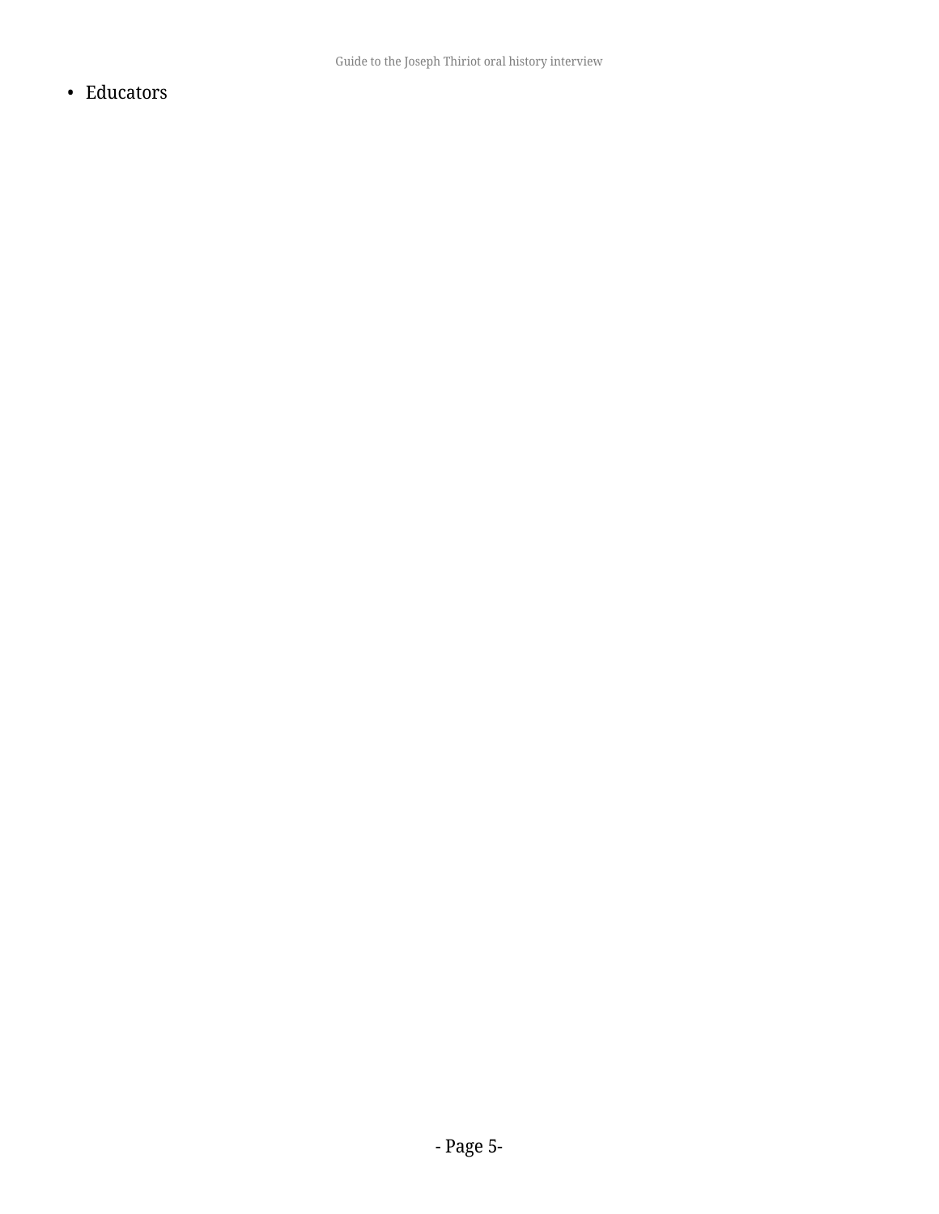- Educators